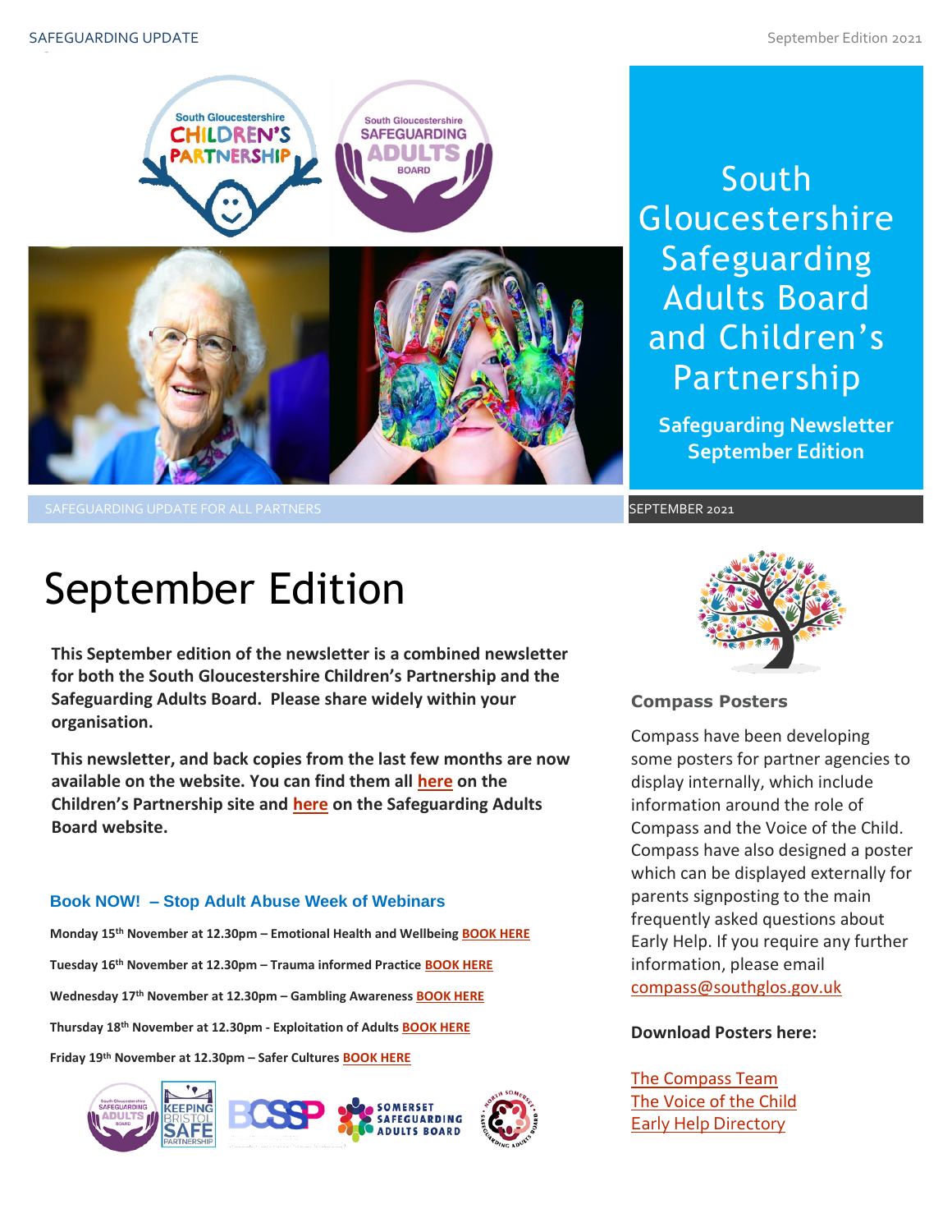# South Gloucestershire Safeguarding Adults Board and Children's Partnership

**Safeguarding Newsletter September Edition**

SAFEGUARDING UPDATE FOR ALL PARTNERS

SEPTEMBER 2021

## September Edition

**This September edition of the newsletter is a combined newsletter for both the South Gloucestershire Children's Partnership and the Safeguarding Adults Board. Please share widely within your organisation.**

**This newsletter, and back copies from the last few months are now available on the website. You can find them all here on the Children's Partnership site and here on the Safeguarding Adults Board website.**

### Book NOW! – Stop Adult Abuse Week of Webinars

**Monday 15th November at 12.30pm – Emotional Health and Wellbeing BOOK HERE**

**Tuesday 16th November at 12.30pm – Trauma informed Practice BOOK HERE**

**Wednesday 17th November at 12.30pm – Gambling Awareness BOOK HERE**

**Thursday 18th November at 12.30pm - Exploitation of Adults BOOK HERE**

**Friday 19th November at 12.30pm – Safer Cultures BOOK HERE**

### Compass Posters

Compass have been developing some posters for partner agencies to display internally, which include information around the role of Compass and the Voice of the Child. Compass have also designed a poster which can be displayed externally for parents signposting to the main frequently asked questions about Early Help. If you require any further information, please email compass@southglos.gov.uk

**Download Posters here:**

The Compass Team
The Voice of the Child
Early Help Directory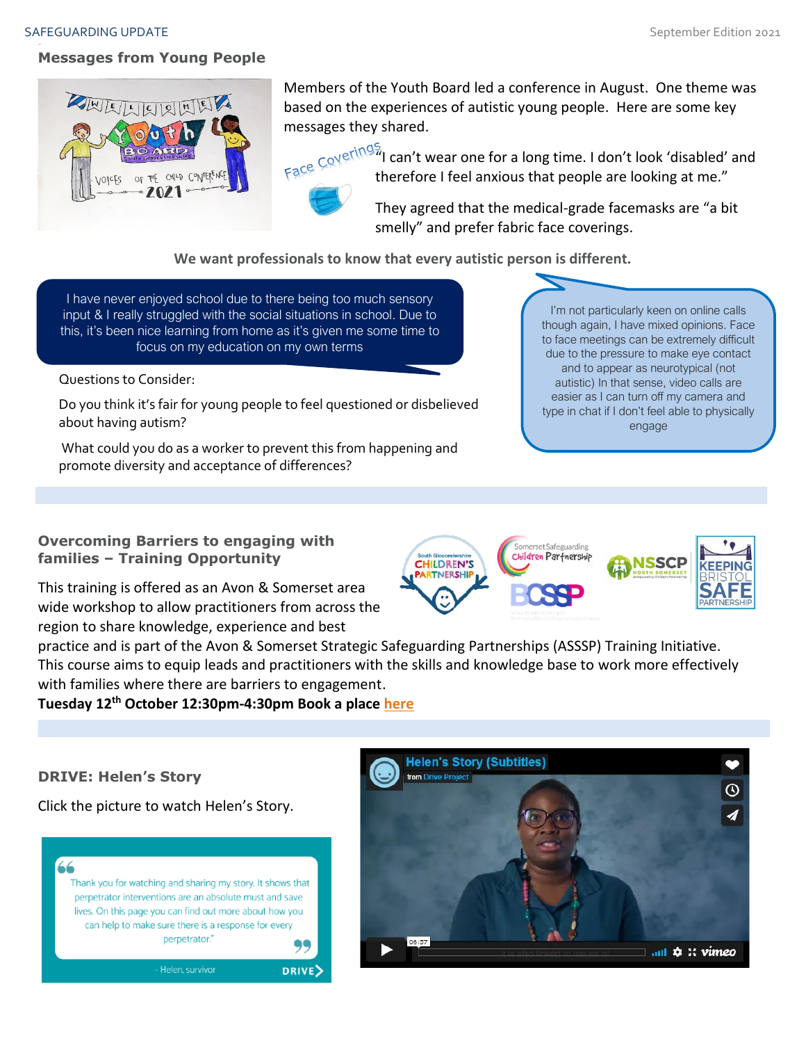## Messages from Young People

Members of the Youth Board led a conference in August. One theme was based on the experiences of autistic young people. Here are some key messages they shared.

**Face Coverings**

"I can't wear one for a long time. I don't look 'disabled' and therefore I feel anxious that people are looking at me."

They agreed that the medical-grade facemasks are "a bit smelly" and prefer fabric face coverings.

**We want professionals to know that every autistic person is different.**

I have never enjoyed school due to there being too much sensory input & I really struggled with the social situations in school. Due to this, it's been nice learning from home as it's given me some time to focus on my education on my own terms

I'm not particularly keen on online calls though again, I have mixed opinions. Face to face meetings can be extremely difficult due to the pressure to make eye contact and to appear as neurotypical (not autistic) In that sense, video calls are easier as I can turn off my camera and type in chat if I don't feel able to physically engage

Questions to Consider:

Do you think it's fair for young people to feel questioned or disbelieved about having autism?

What could you do as a worker to prevent this from happening and promote diversity and acceptance of differences?

## Overcoming Barriers to engaging with families – Training Opportunity

This training is offered as an Avon & Somerset area wide workshop to allow practitioners from across the region to share knowledge, experience and best practice and is part of the Avon & Somerset Strategic Safeguarding Partnerships (ASSSP) Training Initiative. This course aims to equip leads and practitioners with the skills and knowledge base to work more effectively with families where there are barriers to engagement.

**Tuesday 12th October 12:30pm-4:30pm Book a place here**

## DRIVE: Helen's Story

Click the picture to watch Helen's Story.

"Thank you for watching and sharing my story. It shows that perpetrator interventions are an absolute must and save lives. On this page you can find out more about how you can help to make sure there is a response for every perpetrator."

- Helen, survivor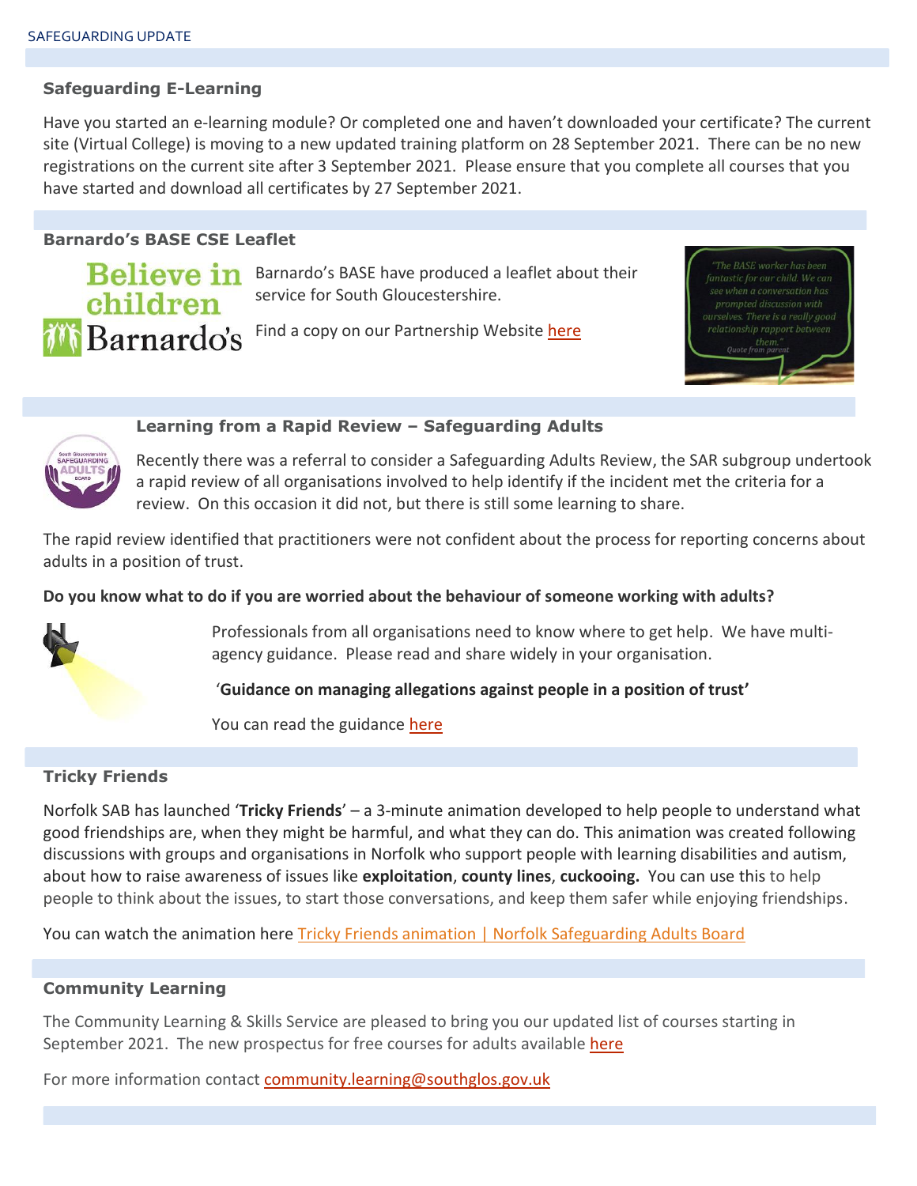## Safeguarding E-Learning

Have you started an e-learning module? Or completed one and haven't downloaded your certificate? The current site (Virtual College) is moving to a new updated training platform on 28 September 2021. There can be no new registrations on the current site after 3 September 2021. Please ensure that you complete all courses that you have started and download all certificates by 27 September 2021.

## Barnardo's BASE CSE Leaflet

Barnardo's BASE have produced a leaflet about their service for South Gloucestershire.

Find a copy on our Partnership Website here

## Learning from a Rapid Review – Safeguarding Adults

Recently there was a referral to consider a Safeguarding Adults Review, the SAR subgroup undertook a rapid review of all organisations involved to help identify if the incident met the criteria for a review. On this occasion it did not, but there is still some learning to share.

The rapid review identified that practitioners were not confident about the process for reporting concerns about adults in a position of trust.

**Do you know what to do if you are worried about the behaviour of someone working with adults?**

Professionals from all organisations need to know where to get help. We have multi-agency guidance. Please read and share widely in your organisation.

'**Guidance on managing allegations against people in a position of trust'**

You can read the guidance here

## Tricky Friends

Norfolk SAB has launched '**Tricky Friends**' – a 3-minute animation developed to help people to understand what good friendships are, when they might be harmful, and what they can do. This animation was created following discussions with groups and organisations in Norfolk who support people with learning disabilities and autism, about how to raise awareness of issues like **exploitation**, **county lines**, **cuckooing.** You can use this to help people to think about the issues, to start those conversations, and keep them safer while enjoying friendships.

You can watch the animation here Tricky Friends animation | Norfolk Safeguarding Adults Board

## Community Learning

The Community Learning & Skills Service are pleased to bring you our updated list of courses starting in September 2021. The new prospectus for free courses for adults available here

For more information contact community.learning@southglos.gov.uk